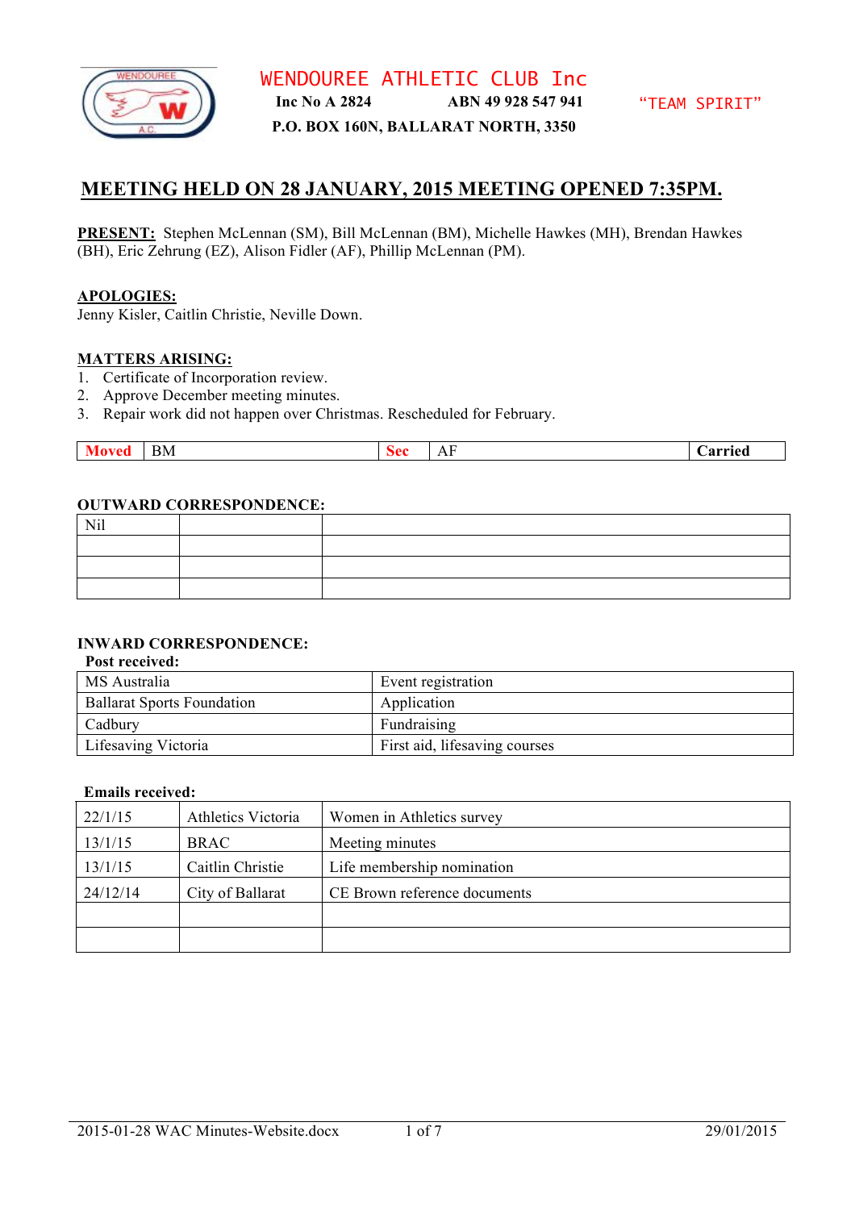# WENDOUREE ATHLETIC CLUB Inc

**Inc No A 2824** **ABN 49 928 547 941** "TEAM SPIRIT"

**P.O. BOX 160N, BALLARAT NORTH, 3350**

## MEETING HELD ON 28 JANUARY, 2015 MEETING OPENED 7:35PM.

**PRESENT:** Stephen McLennan (SM), Bill McLennan (BM), Michelle Hawkes (MH), Brendan Hawkes (BH), Eric Zehrung (EZ), Alison Fidler (AF), Phillip McLennan (PM).

**APOLOGIES:**
Jenny Kisler, Caitlin Christie, Neville Down.

**MATTERS ARISING:**
1. Certificate of Incorporation review.
2. Approve December meeting minutes.
3. Repair work did not happen over Christmas. Rescheduled for February.

| Moved | BM | Sec | AF | Carried |
|---|---|---|---|---|

**OUTWARD CORRESPONDENCE:**

| Nil | | |
|---|---|---|
| | | |
| | | |
| | | |

**INWARD CORRESPONDENCE:**

**Post received:**

| MS Australia | Event registration |
|---|---|
| Ballarat Sports Foundation | Application |
| Cadbury | Fundraising |
| Lifesaving Victoria | First aid, lifesaving courses |

**Emails received:**

| 22/1/15 | Athletics Victoria | Women in Athletics survey |
|---|---|---|
| 13/1/15 | BRAC | Meeting minutes |
| 13/1/15 | Caitlin Christie | Life membership nomination |
| 24/12/14 | City of Ballarat | CE Brown reference documents |
| | | |
| | | |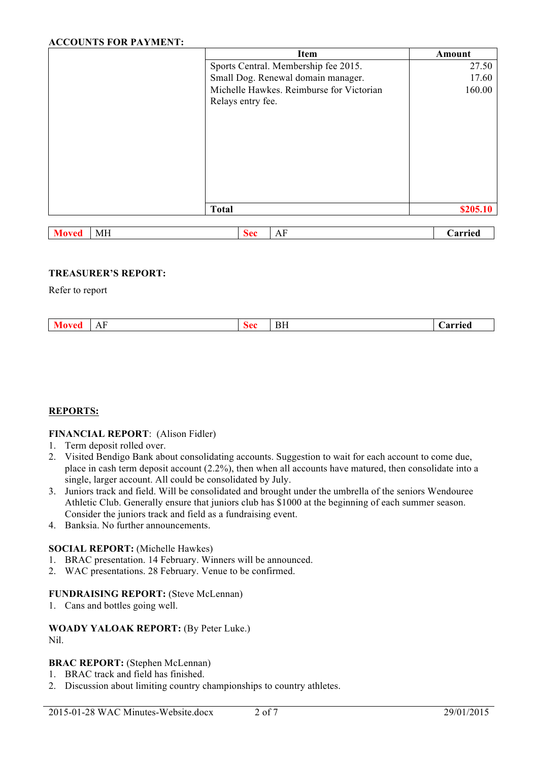**ACCOUNTS FOR PAYMENT:**

| | Item | Amount |
|---|---|---|
| | Sports Central. Membership fee 2015. | 27.50 |
| | Small Dog. Renewal domain manager. | 17.60 |
| | Michelle Hawkes. Reimburse for Victorian Relays entry fee. | 160.00 |
| | **Total** | **$205.10** |

| **Moved** | MH | **Sec** | AF | **Carried** |
|---|---|---|---|---|

**TREASURER'S REPORT:**

Refer to report

| **Moved** | AF | **Sec** | BH | **Carried** |
|---|---|---|---|---|

**REPORTS:**

**FINANCIAL REPORT**: (Alison Fidler)

1. Term deposit rolled over.
2. Visited Bendigo Bank about consolidating accounts. Suggestion to wait for each account to come due, place in cash term deposit account (2.2%), then when all accounts have matured, then consolidate into a single, larger account. All could be consolidated by July.
3. Juniors track and field. Will be consolidated and brought under the umbrella of the seniors Wendouree Athletic Club. Generally ensure that juniors club has $1000 at the beginning of each summer season. Consider the juniors track and field as a fundraising event.
4. Banksia. No further announcements.

**SOCIAL REPORT:** (Michelle Hawkes)

1. BRAC presentation. 14 February. Winners will be announced.
2. WAC presentations. 28 February. Venue to be confirmed.

**FUNDRAISING REPORT:** (Steve McLennan)

1. Cans and bottles going well.

**WOADY YALOAK REPORT:** (By Peter Luke.)

Nil.

**BRAC REPORT:** (Stephen McLennan)

1. BRAC track and field has finished.
2. Discussion about limiting country championships to country athletes.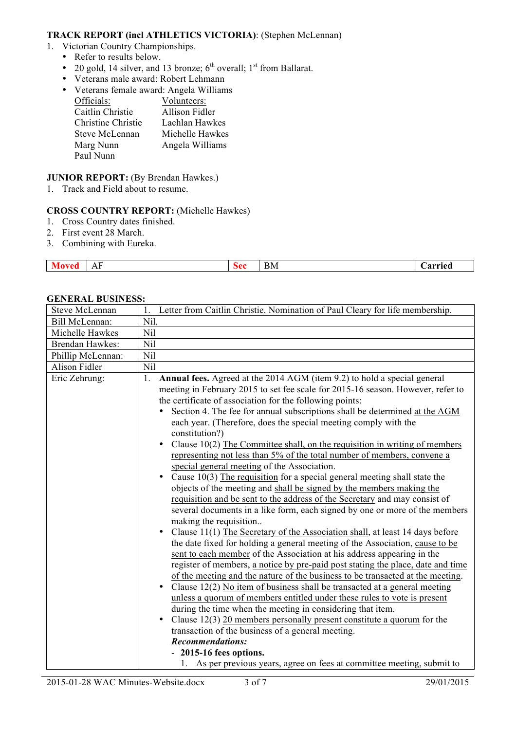**TRACK REPORT (incl ATHLETICS VICTORIA)**: (Stephen McLennan)

1. Victorian Country Championships.
   - Refer to results below.
   - 20 gold, 14 silver, and 13 bronze; 6th overall; 1st from Ballarat.
   - Veterans male award: Robert Lehmann
   - Veterans female award: Angela Williams

| Officials: | Volunteers: |
|---|---|
| Caitlin Christie | Allison Fidler |
| Christine Christie | Lachlan Hawkes |
| Steve McLennan | Michelle Hawkes |
| Marg Nunn | Angela Williams |
| Paul Nunn | |

**JUNIOR REPORT:** (By Brendan Hawkes.)

1. Track and Field about to resume.

**CROSS COUNTRY REPORT:** (Michelle Hawkes)

1. Cross Country dates finished.
2. First event 28 March.
3. Combining with Eureka.

| **Moved** | AF | **Sec** | BM | **Carried** |
|---|---|---|---|---|

**GENERAL BUSINESS:**

| | |
|---|---|
| Steve McLennan | 1. Letter from Caitlin Christie. Nomination of Paul Cleary for life membership. |
| Bill McLennan: | Nil. |
| Michelle Hawkes | Nil |
| Brendan Hawkes: | Nil |
| Phillip McLennan: | Nil |
| Alison Fidler | Nil |
| Eric Zehrung: | 1. **Annual fees.** Agreed at the 2014 AGM (item 9.2) to hold a special general meeting in February 2015 to set fee scale for 2015-16 season. However, refer to the certificate of association for the following points:<br>• Section 4. The fee for annual subscriptions shall be determined <u>at the AGM</u> each year. (Therefore, does the special meeting comply with the constitution?)<br>• Clause 10(2) <u>The Committee shall, on the requisition in writing of members representing not less than 5% of the total number of members, convene a special general meeting</u> of the Association.<br>• Cause 10(3) <u>The requisition</u> for a special general meeting shall state the objects of the meeting and <u>shall be signed by the members making the requisition and be sent to the address of the Secretary</u> and may consist of several documents in a like form, each signed by one or more of the members making the requisition..<br>• Clause 11(1) <u>The Secretary of the Association shall</u>, at least 14 days before the date fixed for holding a general meeting of the Association, <u>cause to be sent to each member</u> of the Association at his address appearing in the register of members, <u>a notice by pre-paid post stating the place, date and time of the meeting and the nature of the business to be transacted at the meeting</u>.<br>• Clause 12(2) <u>No item of business shall be transacted at a general meeting unless a quorum of members entitled under these rules to vote is present</u> during the time when the meeting in considering that item.<br>• Clause 12(3) <u>20 members personally present constitute a quorum</u> for the transaction of the business of a general meeting.<br>***Recommendations:***<br>- **2015-16 fees options.**<br>1. As per previous years, agree on fees at committee meeting, submit to |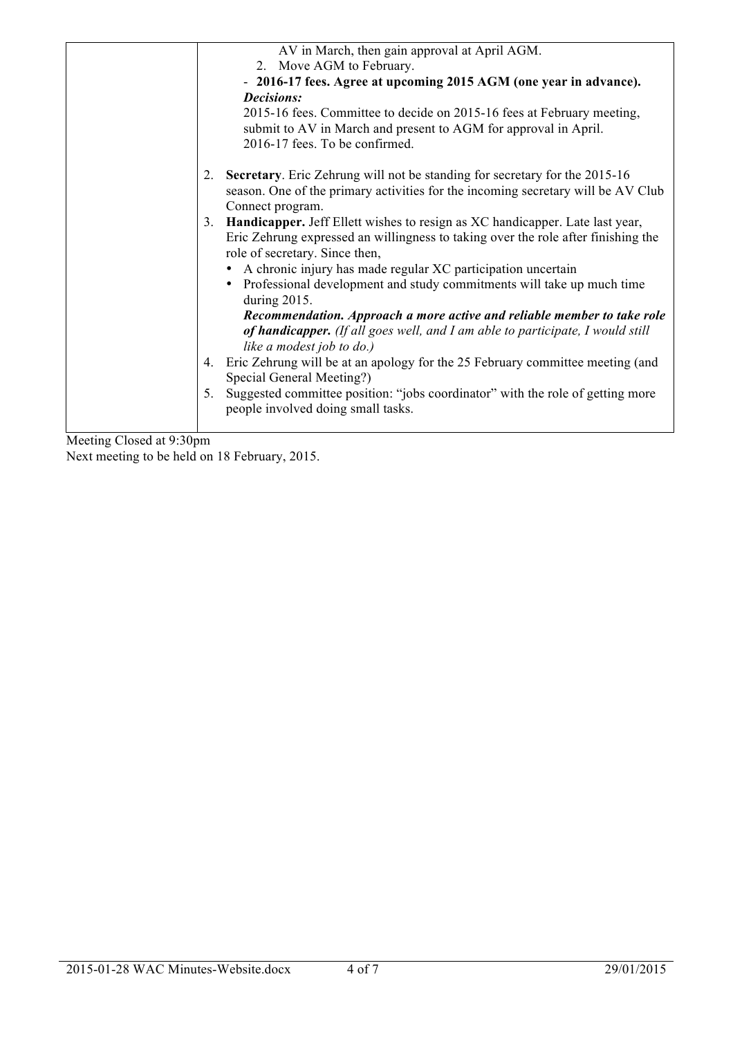| | |
|---|---|
| | AV in March, then gain approval at April AGM.<br>2. Move AGM to February.<br>- **2016-17 fees. Agree at upcoming 2015 AGM (one year in advance).**<br>***Decisions:***<br>2015-16 fees. Committee to decide on 2015-16 fees at February meeting, submit to AV in March and present to AGM for approval in April.<br>2016-17 fees. To be confirmed.<br><br>2. **Secretary**. Eric Zehrung will not be standing for secretary for the 2015-16 season. One of the primary activities for the incoming secretary will be AV Club Connect program.<br>3. **Handicapper.** Jeff Ellett wishes to resign as XC handicapper. Late last year, Eric Zehrung expressed an willingness to taking over the role after finishing the role of secretary. Since then,<br>• A chronic injury has made regular XC participation uncertain<br>• Professional development and study commitments will take up much time during 2015.<br>***Recommendation. Approach a more active and reliable member to take role of handicapper.*** *(If all goes well, and I am able to participate, I would still like a modest job to do.)*<br>4. Eric Zehrung will be at an apology for the 25 February committee meeting (and Special General Meeting?)<br>5. Suggested committee position: "jobs coordinator" with the role of getting more people involved doing small tasks. |

Meeting Closed at 9:30pm
Next meeting to be held on 18 February, 2015.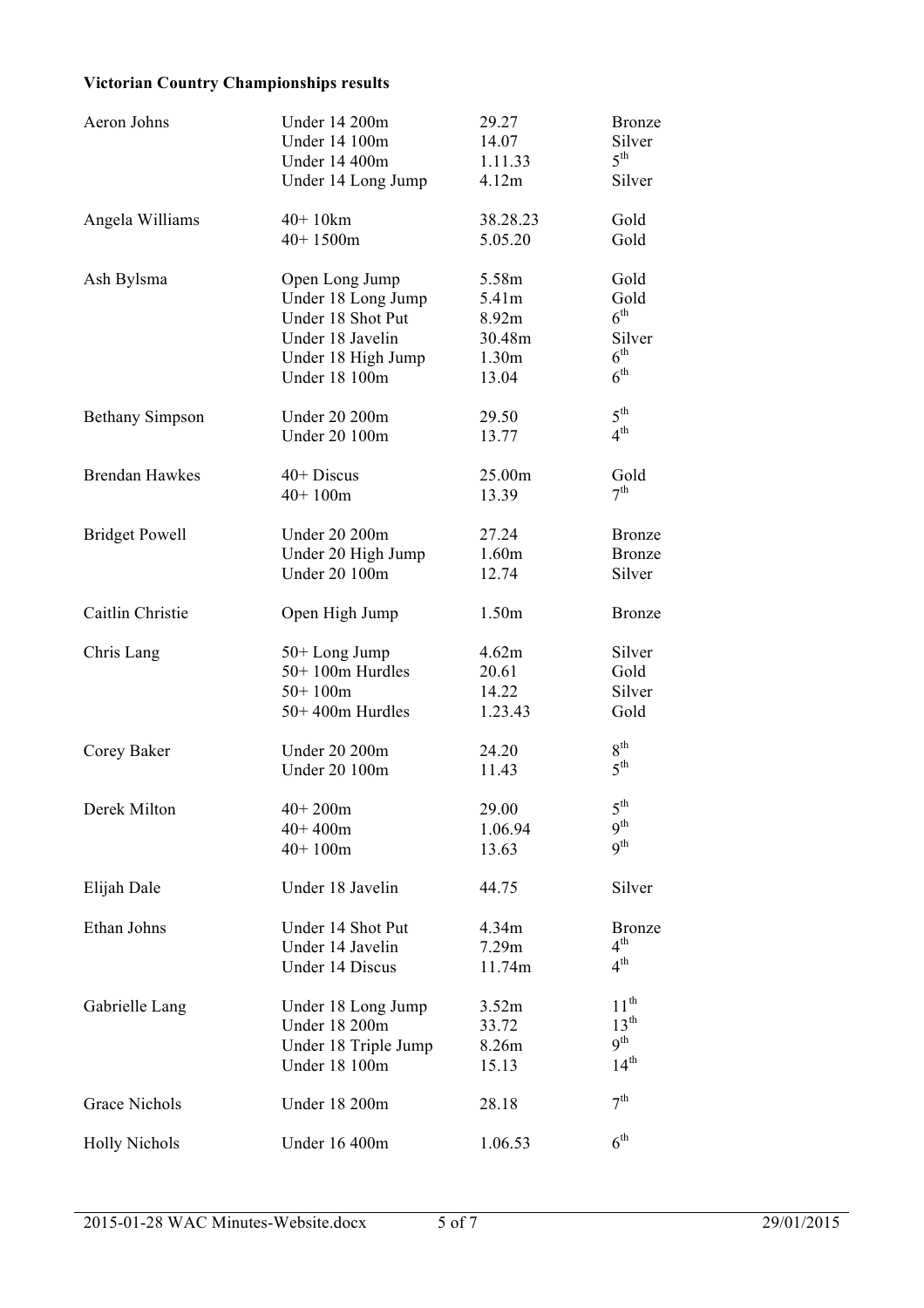**Victorian Country Championships results**

| | | | |
|---|---|---|---|
| Aeron Johns | Under 14 200m | 29.27 | Bronze |
| | Under 14 100m | 14.07 | Silver |
| | Under 14 400m | 1.11.33 | 5th |
| | Under 14 Long Jump | 4.12m | Silver |
| Angela Williams | 40+ 10km | 38.28.23 | Gold |
| | 40+ 1500m | 5.05.20 | Gold |
| Ash Bylsma | Open Long Jump | 5.58m | Gold |
| | Under 18 Long Jump | 5.41m | Gold |
| | Under 18 Shot Put | 8.92m | 6th |
| | Under 18 Javelin | 30.48m | Silver |
| | Under 18 High Jump | 1.30m | 6th |
| | Under 18 100m | 13.04 | 6th |
| Bethany Simpson | Under 20 200m | 29.50 | 5th |
| | Under 20 100m | 13.77 | 4th |
| Brendan Hawkes | 40+ Discus | 25.00m | Gold |
| | 40+ 100m | 13.39 | 7th |
| Bridget Powell | Under 20 200m | 27.24 | Bronze |
| | Under 20 High Jump | 1.60m | Bronze |
| | Under 20 100m | 12.74 | Silver |
| Caitlin Christie | Open High Jump | 1.50m | Bronze |
| Chris Lang | 50+ Long Jump | 4.62m | Silver |
| | 50+ 100m Hurdles | 20.61 | Gold |
| | 50+ 100m | 14.22 | Silver |
| | 50+ 400m Hurdles | 1.23.43 | Gold |
| Corey Baker | Under 20 200m | 24.20 | 8th |
| | Under 20 100m | 11.43 | 5th |
| Derek Milton | 40+ 200m | 29.00 | 5th |
| | 40+ 400m | 1.06.94 | 9th |
| | 40+ 100m | 13.63 | 9th |
| Elijah Dale | Under 18 Javelin | 44.75 | Silver |
| Ethan Johns | Under 14 Shot Put | 4.34m | Bronze |
| | Under 14 Javelin | 7.29m | 4th |
| | Under 14 Discus | 11.74m | 4th |
| Gabrielle Lang | Under 18 Long Jump | 3.52m | 11th |
| | Under 18 200m | 33.72 | 13th |
| | Under 18 Triple Jump | 8.26m | 9th |
| | Under 18 100m | 15.13 | 14th |
| Grace Nichols | Under 18 200m | 28.18 | 7th |
| Holly Nichols | Under 16 400m | 1.06.53 | 6th |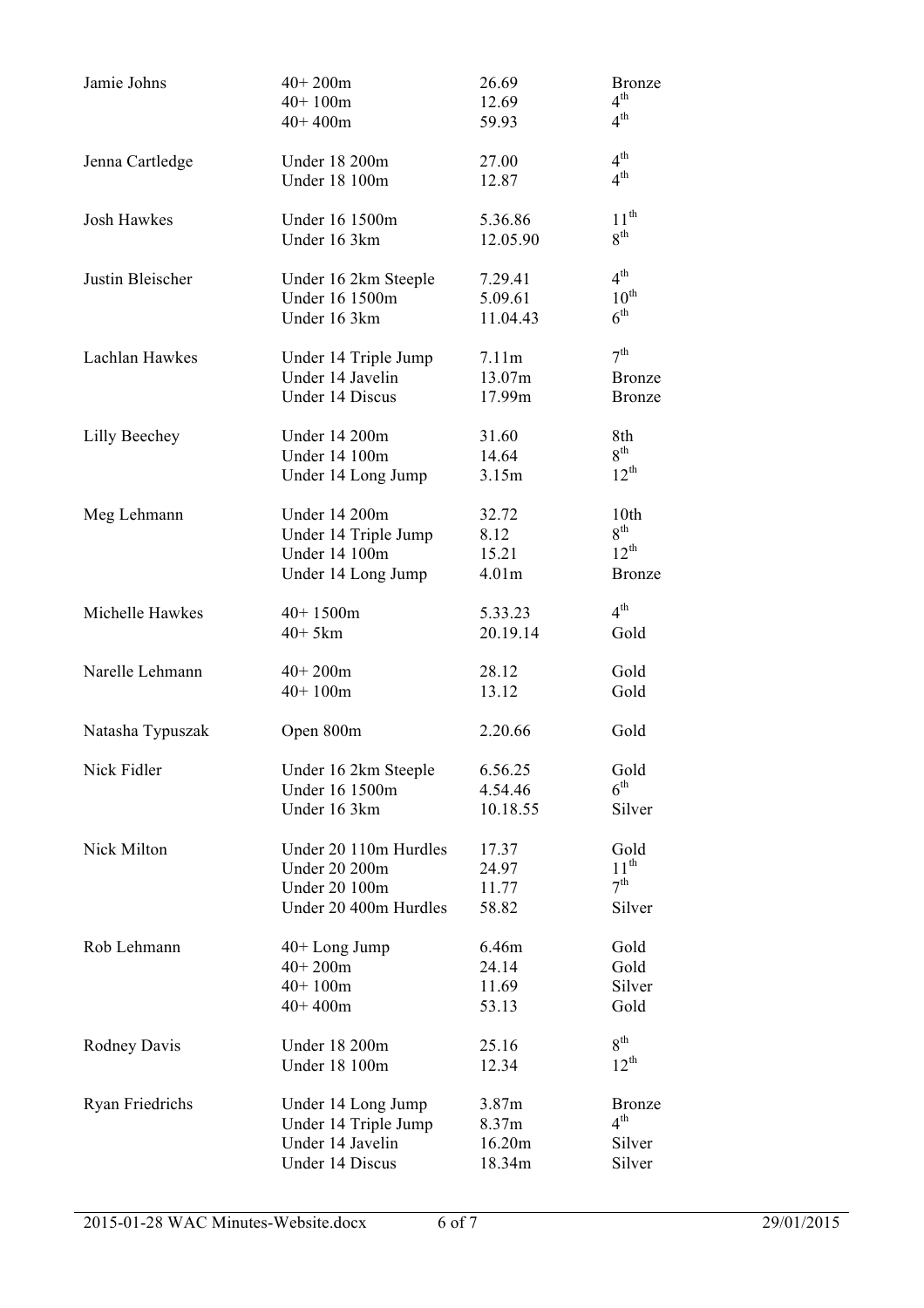| | | | |
|---|---|---|---|
| Jamie Johns | 40+ 200m | 26.69 | Bronze |
| | 40+ 100m | 12.69 | 4th |
| | 40+ 400m | 59.93 | 4th |
| Jenna Cartledge | Under 18 200m | 27.00 | 4th |
| | Under 18 100m | 12.87 | 4th |
| Josh Hawkes | Under 16 1500m | 5.36.86 | 11th |
| | Under 16 3km | 12.05.90 | 8th |
| Justin Bleischer | Under 16 2km Steeple | 7.29.41 | 4th |
| | Under 16 1500m | 5.09.61 | 10th |
| | Under 16 3km | 11.04.43 | 6th |
| Lachlan Hawkes | Under 14 Triple Jump | 7.11m | 7th |
| | Under 14 Javelin | 13.07m | Bronze |
| | Under 14 Discus | 17.99m | Bronze |
| Lilly Beechey | Under 14 200m | 31.60 | 8th |
| | Under 14 100m | 14.64 | 8th |
| | Under 14 Long Jump | 3.15m | 12th |
| Meg Lehmann | Under 14 200m | 32.72 | 10th |
| | Under 14 Triple Jump | 8.12 | 8th |
| | Under 14 100m | 15.21 | 12th |
| | Under 14 Long Jump | 4.01m | Bronze |
| Michelle Hawkes | 40+ 1500m | 5.33.23 | 4th |
| | 40+ 5km | 20.19.14 | Gold |
| Narelle Lehmann | 40+ 200m | 28.12 | Gold |
| | 40+ 100m | 13.12 | Gold |
| Natasha Typuszak | Open 800m | 2.20.66 | Gold |
| Nick Fidler | Under 16 2km Steeple | 6.56.25 | Gold |
| | Under 16 1500m | 4.54.46 | 6th |
| | Under 16 3km | 10.18.55 | Silver |
| Nick Milton | Under 20 110m Hurdles | 17.37 | Gold |
| | Under 20 200m | 24.97 | 11th |
| | Under 20 100m | 11.77 | 7th |
| | Under 20 400m Hurdles | 58.82 | Silver |
| Rob Lehmann | 40+ Long Jump | 6.46m | Gold |
| | 40+ 200m | 24.14 | Gold |
| | 40+ 100m | 11.69 | Silver |
| | 40+ 400m | 53.13 | Gold |
| Rodney Davis | Under 18 200m | 25.16 | 8th |
| | Under 18 100m | 12.34 | 12th |
| Ryan Friedrichs | Under 14 Long Jump | 3.87m | Bronze |
| | Under 14 Triple Jump | 8.37m | 4th |
| | Under 14 Javelin | 16.20m | Silver |
| | Under 14 Discus | 18.34m | Silver |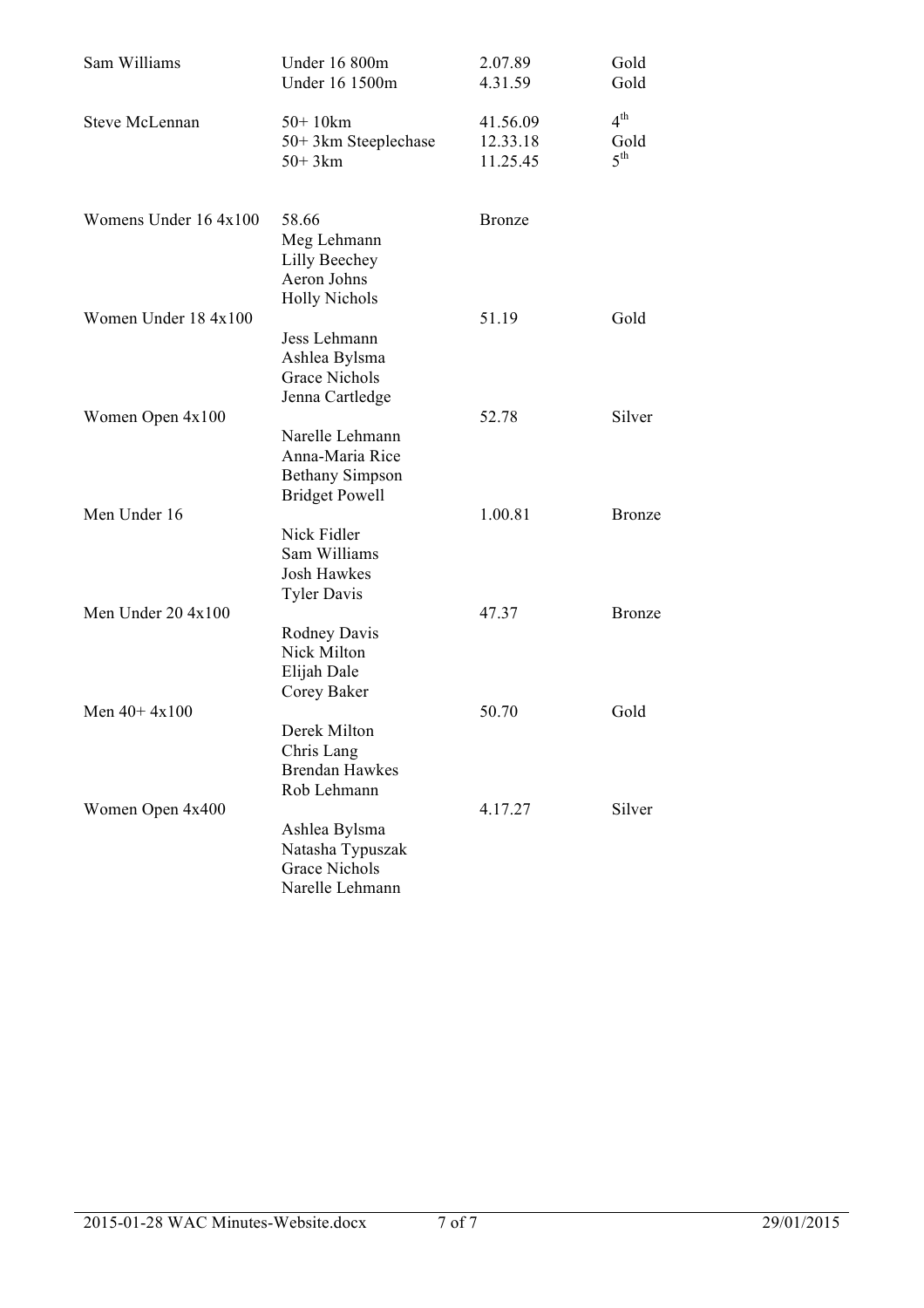| | | | |
|---|---|---|---|
| Sam Williams | Under 16 800m | 2.07.89 | Gold |
| | Under 16 1500m | 4.31.59 | Gold |
| Steve McLennan | 50+ 10km | 41.56.09 | 4th |
| | 50+ 3km Steeplechase | 12.33.18 | Gold |
| | 50+ 3km | 11.25.45 | 5th |
| Womens Under 16 4x100 | 58.66 | Bronze | |
| | Meg Lehmann | | |
| | Lilly Beechey | | |
| | Aeron Johns | | |
| | Holly Nichols | | |
| Women Under 18 4x100 | | 51.19 | Gold |
| | Jess Lehmann | | |
| | Ashlea Bylsma | | |
| | Grace Nichols | | |
| | Jenna Cartledge | | |
| Women Open 4x100 | | 52.78 | Silver |
| | Narelle Lehmann | | |
| | Anna-Maria Rice | | |
| | Bethany Simpson | | |
| | Bridget Powell | | |
| Men Under 16 | | 1.00.81 | Bronze |
| | Nick Fidler | | |
| | Sam Williams | | |
| | Josh Hawkes | | |
| | Tyler Davis | | |
| Men Under 20 4x100 | | 47.37 | Bronze |
| | Rodney Davis | | |
| | Nick Milton | | |
| | Elijah Dale | | |
| | Corey Baker | | |
| Men 40+ 4x100 | | 50.70 | Gold |
| | Derek Milton | | |
| | Chris Lang | | |
| | Brendan Hawkes | | |
| | Rob Lehmann | | |
| Women Open 4x400 | | 4.17.27 | Silver |
| | Ashlea Bylsma | | |
| | Natasha Typuszak | | |
| | Grace Nichols | | |
| | Narelle Lehmann | | |